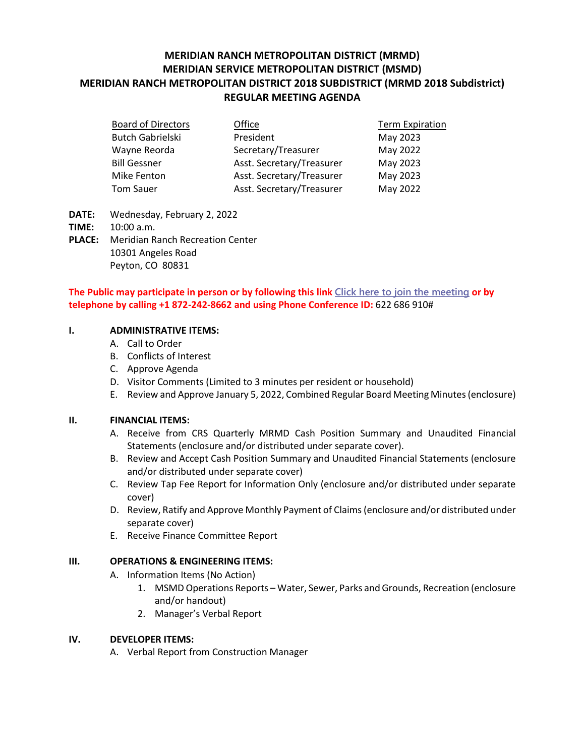# MERIDIAN RANCH METROPOLITAN DISTRICT (MRMD)
# MERIDIAN SERVICE METROPOLITAN DISTRICT (MSMD)
# MERIDIAN RANCH METROPOLITAN DISTRICT 2018 SUBDISTRICT (MRMD 2018 Subdistrict)
# REGULAR MEETING AGENDA

| Board of Directors | Office | Term Expiration |
|---|---|---|
| Butch Gabrielski | President | May 2023 |
| Wayne Reorda | Secretary/Treasurer | May 2022 |
| Bill Gessner | Asst. Secretary/Treasurer | May 2023 |
| Mike Fenton | Asst. Secretary/Treasurer | May 2023 |
| Tom Sauer | Asst. Secretary/Treasurer | May 2022 |

**DATE:** Wednesday, February 2, 2022
**TIME:** 10:00 a.m.
**PLACE:** Meridian Ranch Recreation Center
10301 Angeles Road
Peyton, CO 80831

**The Public may participate in person or by following this link** Click here to join the meeting **or by telephone by calling +1 872-242-8662 and using Phone Conference ID:** 622 686 910#

## I. ADMINISTRATIVE ITEMS:

A. Call to Order
B. Conflicts of Interest
C. Approve Agenda
D. Visitor Comments (Limited to 3 minutes per resident or household)
E. Review and Approve January 5, 2022, Combined Regular Board Meeting Minutes (enclosure)

## II. FINANCIAL ITEMS:

A. Receive from CRS Quarterly MRMD Cash Position Summary and Unaudited Financial Statements (enclosure and/or distributed under separate cover).
B. Review and Accept Cash Position Summary and Unaudited Financial Statements (enclosure and/or distributed under separate cover)
C. Review Tap Fee Report for Information Only (enclosure and/or distributed under separate cover)
D. Review, Ratify and Approve Monthly Payment of Claims (enclosure and/or distributed under separate cover)
E. Receive Finance Committee Report

## III. OPERATIONS & ENGINEERING ITEMS:

A. Information Items (No Action)
   1. MSMD Operations Reports – Water, Sewer, Parks and Grounds, Recreation (enclosure and/or handout)
   2. Manager's Verbal Report

## IV. DEVELOPER ITEMS:

A. Verbal Report from Construction Manager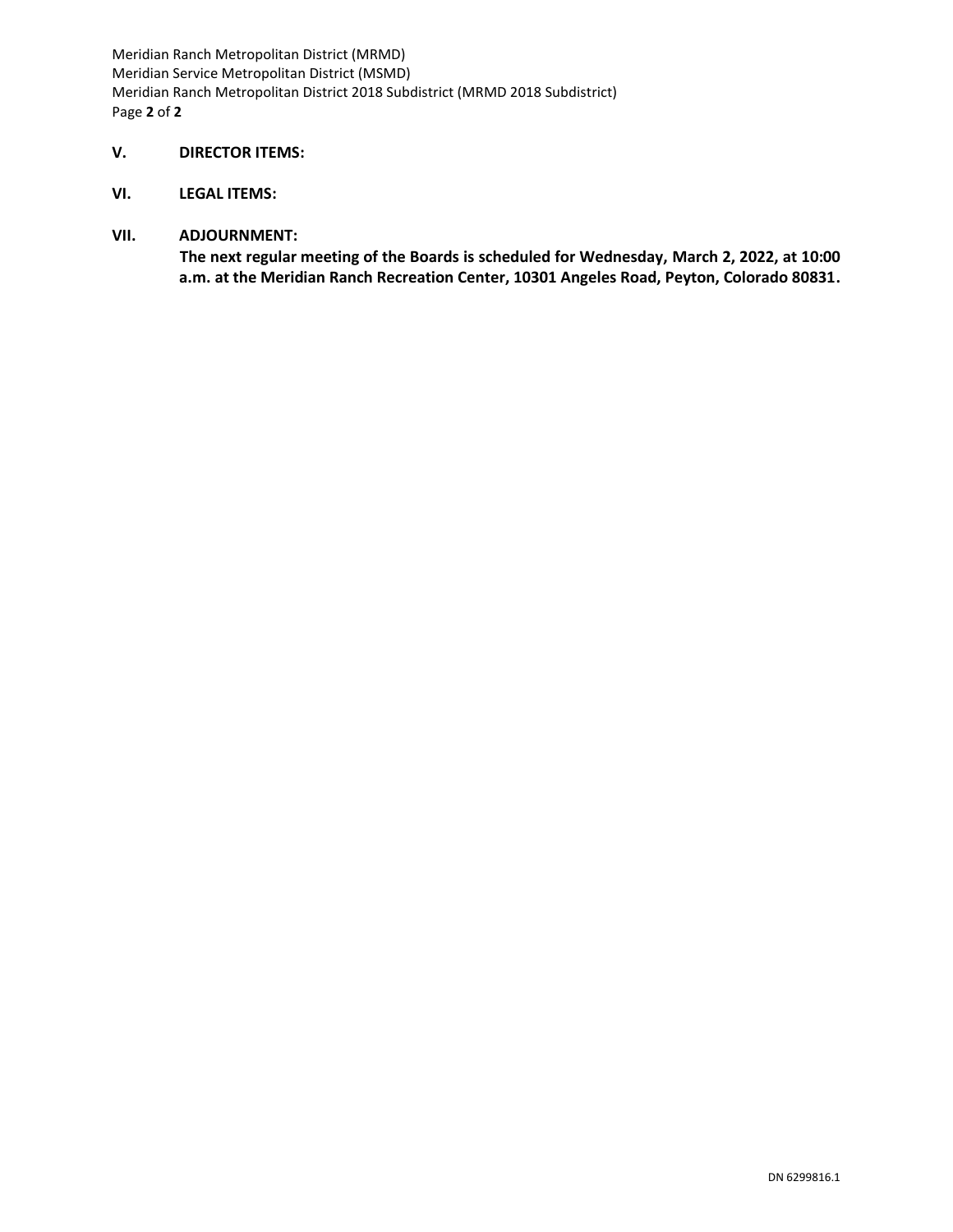**V. DIRECTOR ITEMS:**

**VI. LEGAL ITEMS:**

**VII. ADJOURNMENT:**

**The next regular meeting of the Boards is scheduled for Wednesday, March 2, 2022, at 10:00 a.m. at the Meridian Ranch Recreation Center, 10301 Angeles Road, Peyton, Colorado 80831.**

DN 6299816.1